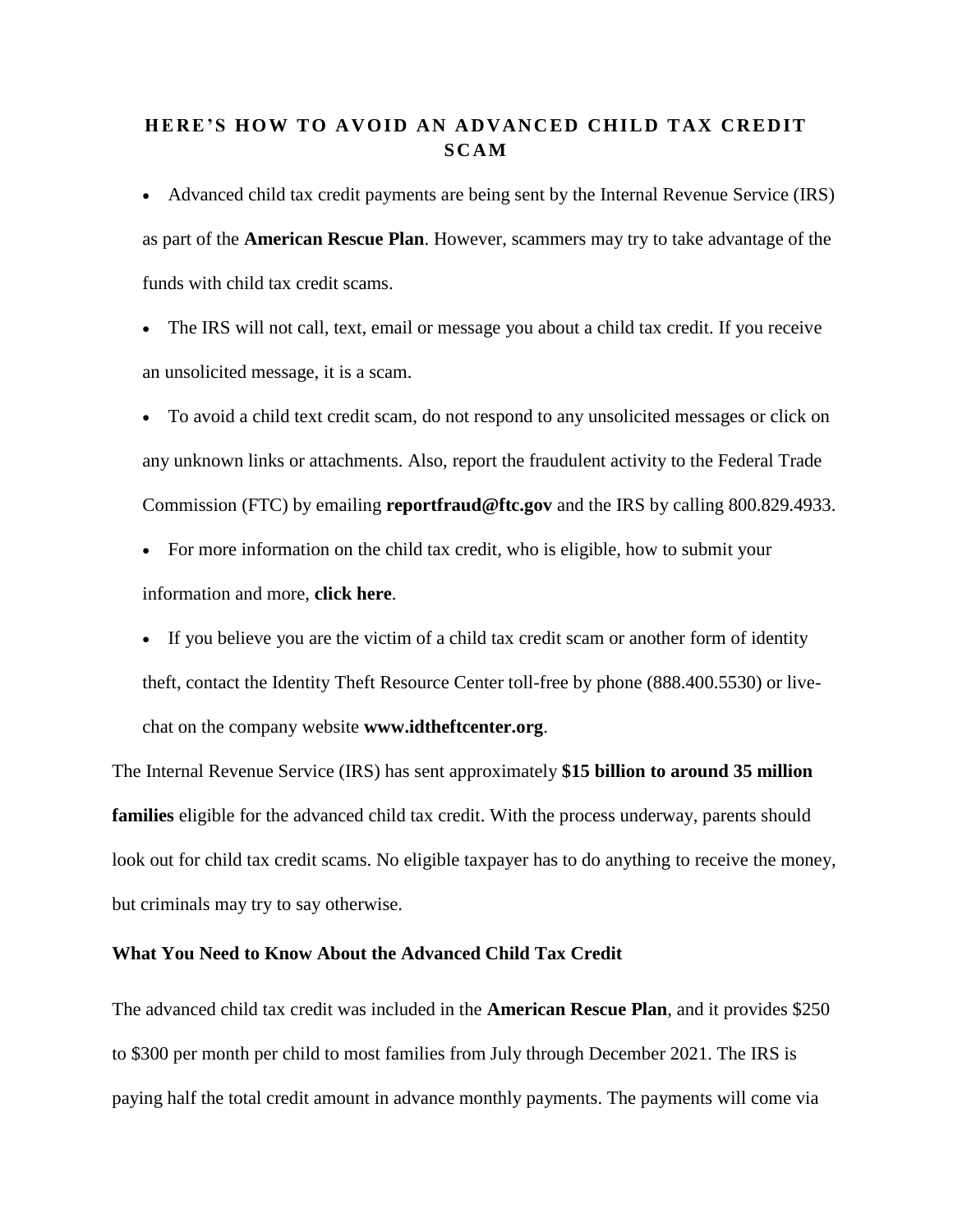# HERE'S HOW TO AVOID AN ADVANCED CHILD TAX CREDIT SCAM

- Advanced child tax credit payments are being sent by the Internal Revenue Service (IRS) as part of the **American Rescue Plan**. However, scammers may try to take advantage of the funds with child tax credit scams.
- The IRS will not call, text, email or message you about a child tax credit. If you receive an unsolicited message, it is a scam.
- To avoid a child text credit scam, do not respond to any unsolicited messages or click on any unknown links or attachments. Also, report the fraudulent activity to the Federal Trade Commission (FTC) by emailing **reportfraud@ftc.gov** and the IRS by calling 800.829.4933.
- For more information on the child tax credit, who is eligible, how to submit your information and more, **click here**.
- If you believe you are the victim of a child tax credit scam or another form of identity theft, contact the Identity Theft Resource Center toll-free by phone (888.400.5530) or live-chat on the company website **www.idtheftcenter.org**.

The Internal Revenue Service (IRS) has sent approximately **$15 billion to around 35 million families** eligible for the advanced child tax credit. With the process underway, parents should look out for child tax credit scams. No eligible taxpayer has to do anything to receive the money, but criminals may try to say otherwise.

### What You Need to Know About the Advanced Child Tax Credit

The advanced child tax credit was included in the **American Rescue Plan**, and it provides $250 to $300 per month per child to most families from July through December 2021. The IRS is paying half the total credit amount in advance monthly payments. The payments will come via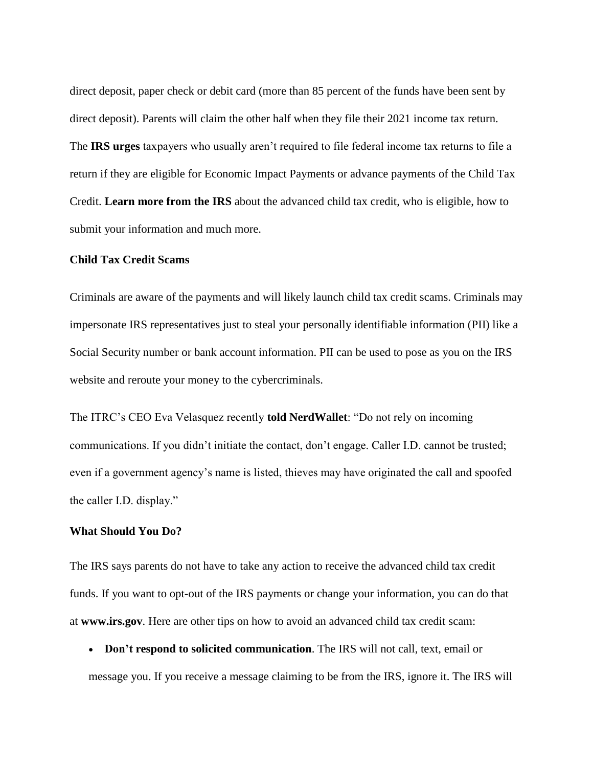direct deposit, paper check or debit card (more than 85 percent of the funds have been sent by direct deposit). Parents will claim the other half when they file their 2021 income tax return. The **IRS urges** taxpayers who usually aren't required to file federal income tax returns to file a return if they are eligible for Economic Impact Payments or advance payments of the Child Tax Credit. **Learn more from the IRS** about the advanced child tax credit, who is eligible, how to submit your information and much more.

### Child Tax Credit Scams

Criminals are aware of the payments and will likely launch child tax credit scams. Criminals may impersonate IRS representatives just to steal your personally identifiable information (PII) like a Social Security number or bank account information. PII can be used to pose as you on the IRS website and reroute your money to the cybercriminals.

The ITRC's CEO Eva Velasquez recently **told NerdWallet**: "Do not rely on incoming communications. If you didn't initiate the contact, don't engage. Caller I.D. cannot be trusted; even if a government agency's name is listed, thieves may have originated the call and spoofed the caller I.D. display."

### What Should You Do?

The IRS says parents do not have to take any action to receive the advanced child tax credit funds. If you want to opt-out of the IRS payments or change your information, you can do that at **www.irs.gov**. Here are other tips on how to avoid an advanced child tax credit scam:

- **Don't respond to solicited communication**. The IRS will not call, text, email or message you. If you receive a message claiming to be from the IRS, ignore it. The IRS will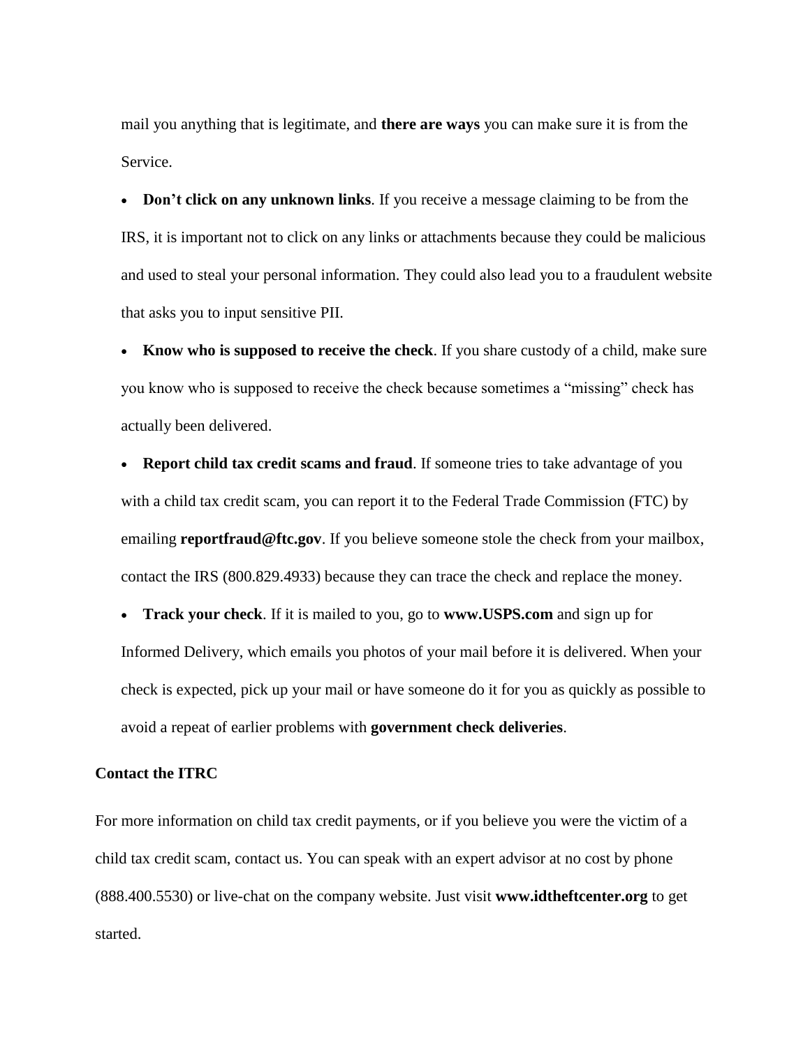mail you anything that is legitimate, and **there are ways** you can make sure it is from the Service.

- **Don't click on any unknown links**. If you receive a message claiming to be from the IRS, it is important not to click on any links or attachments because they could be malicious and used to steal your personal information. They could also lead you to a fraudulent website that asks you to input sensitive PII.
- **Know who is supposed to receive the check**. If you share custody of a child, make sure you know who is supposed to receive the check because sometimes a "missing" check has actually been delivered.
- **Report child tax credit scams and fraud**. If someone tries to take advantage of you with a child tax credit scam, you can report it to the Federal Trade Commission (FTC) by emailing **reportfraud@ftc.gov**. If you believe someone stole the check from your mailbox, contact the IRS (800.829.4933) because they can trace the check and replace the money.
- **Track your check**. If it is mailed to you, go to **www.USPS.com** and sign up for Informed Delivery, which emails you photos of your mail before it is delivered. When your check is expected, pick up your mail or have someone do it for you as quickly as possible to avoid a repeat of earlier problems with **government check deliveries**.

**Contact the ITRC**

For more information on child tax credit payments, or if you believe you were the victim of a child tax credit scam, contact us. You can speak with an expert advisor at no cost by phone (888.400.5530) or live-chat on the company website. Just visit **www.idtheftcenter.org** to get started.